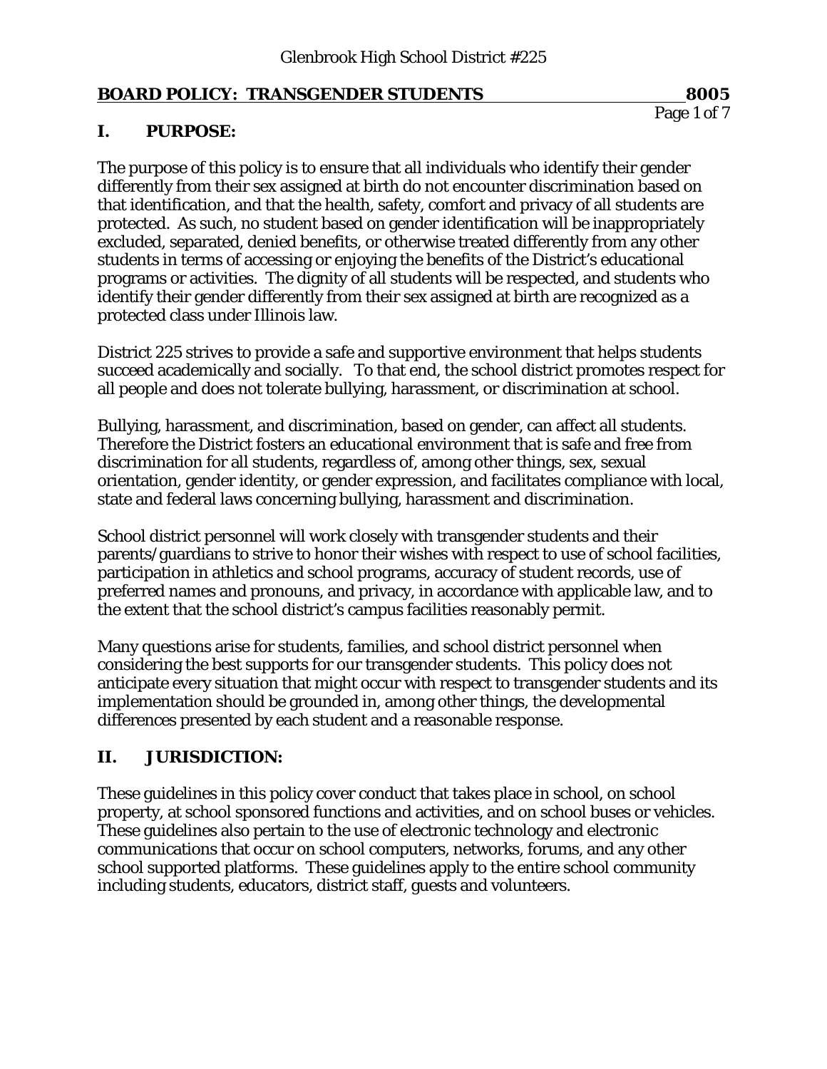Glenbrook High School District #225

# BOARD POLICY: TRANSGENDER STUDENTS 8005

## I. PURPOSE:

The purpose of this policy is to ensure that all individuals who identify their gender differently from their sex assigned at birth do not encounter discrimination based on that identification, and that the health, safety, comfort and privacy of all students are protected. As such, no student based on gender identification will be inappropriately excluded, separated, denied benefits, or otherwise treated differently from any other students in terms of accessing or enjoying the benefits of the District's educational programs or activities. The dignity of all students will be respected, and students who identify their gender differently from their sex assigned at birth are recognized as a protected class under Illinois law.

District 225 strives to provide a safe and supportive environment that helps students succeed academically and socially. To that end, the school district promotes respect for all people and does not tolerate bullying, harassment, or discrimination at school.

Bullying, harassment, and discrimination, based on gender, can affect all students. Therefore the District fosters an educational environment that is safe and free from discrimination for all students, regardless of, among other things, sex, sexual orientation, gender identity, or gender expression, and facilitates compliance with local, state and federal laws concerning bullying, harassment and discrimination.

School district personnel will work closely with transgender students and their parents/guardians to strive to honor their wishes with respect to use of school facilities, participation in athletics and school programs, accuracy of student records, use of preferred names and pronouns, and privacy, in accordance with applicable law, and to the extent that the school district's campus facilities reasonably permit.

Many questions arise for students, families, and school district personnel when considering the best supports for our transgender students. This policy does not anticipate every situation that might occur with respect to transgender students and its implementation should be grounded in, among other things, the developmental differences presented by each student and a reasonable response.

## II. JURISDICTION:

These guidelines in this policy cover conduct that takes place in school, on school property, at school sponsored functions and activities, and on school buses or vehicles. These guidelines also pertain to the use of electronic technology and electronic communications that occur on school computers, networks, forums, and any other school supported platforms. These guidelines apply to the entire school community including students, educators, district staff, guests and volunteers.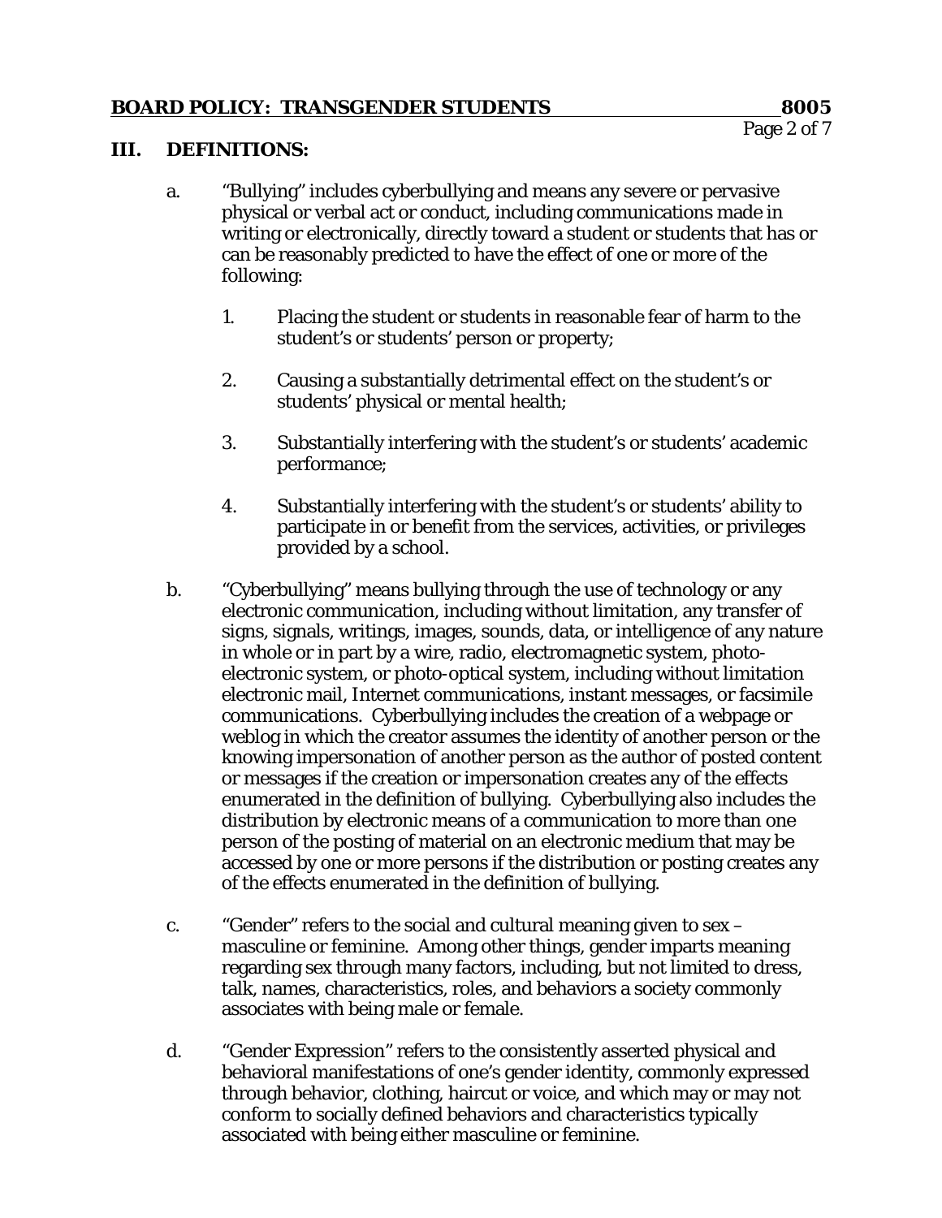## III. DEFINITIONS:

a. "Bullying" includes cyberbullying and means any severe or pervasive physical or verbal act or conduct, including communications made in writing or electronically, directly toward a student or students that has or can be reasonably predicted to have the effect of one or more of the following:

1. Placing the student or students in reasonable fear of harm to the student's or students' person or property;

2. Causing a substantially detrimental effect on the student's or students' physical or mental health;

3. Substantially interfering with the student's or students' academic performance;

4. Substantially interfering with the student's or students' ability to participate in or benefit from the services, activities, or privileges provided by a school.

b. "Cyberbullying" means bullying through the use of technology or any electronic communication, including without limitation, any transfer of signs, signals, writings, images, sounds, data, or intelligence of any nature in whole or in part by a wire, radio, electromagnetic system, photo-electronic system, or photo-optical system, including without limitation electronic mail, Internet communications, instant messages, or facsimile communications. Cyberbullying includes the creation of a webpage or weblog in which the creator assumes the identity of another person or the knowing impersonation of another person as the author of posted content or messages if the creation or impersonation creates any of the effects enumerated in the definition of bullying. Cyberbullying also includes the distribution by electronic means of a communication to more than one person of the posting of material on an electronic medium that may be accessed by one or more persons if the distribution or posting creates any of the effects enumerated in the definition of bullying.

c. "Gender" refers to the social and cultural meaning given to sex – masculine or feminine. Among other things, gender imparts meaning regarding sex through many factors, including, but not limited to dress, talk, names, characteristics, roles, and behaviors a society commonly associates with being male or female.

d. "Gender Expression" refers to the consistently asserted physical and behavioral manifestations of one's gender identity, commonly expressed through behavior, clothing, haircut or voice, and which may or may not conform to socially defined behaviors and characteristics typically associated with being either masculine or feminine.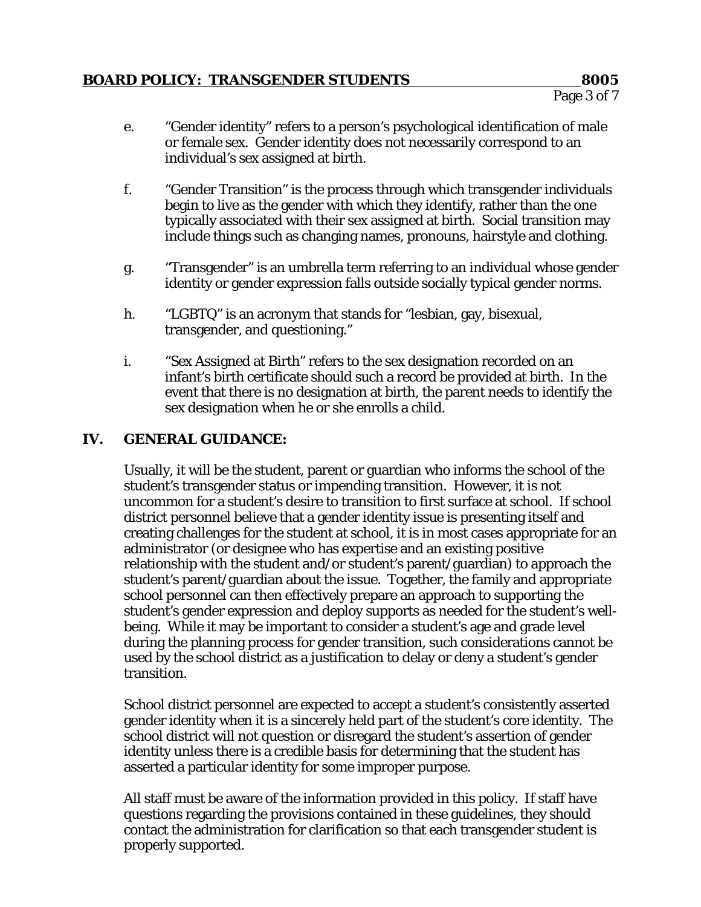e. "Gender identity" refers to a person's psychological identification of male or female sex. Gender identity does not necessarily correspond to an individual's sex assigned at birth.

f. "Gender Transition" is the process through which transgender individuals begin to live as the gender with which they identify, rather than the one typically associated with their sex assigned at birth. Social transition may include things such as changing names, pronouns, hairstyle and clothing.

g. "Transgender" is an umbrella term referring to an individual whose gender identity or gender expression falls outside socially typical gender norms.

h. "LGBTQ" is an acronym that stands for "lesbian, gay, bisexual, transgender, and questioning."

i. "Sex Assigned at Birth" refers to the sex designation recorded on an infant's birth certificate should such a record be provided at birth. In the event that there is no designation at birth, the parent needs to identify the sex designation when he or she enrolls a child.

## IV. GENERAL GUIDANCE:

Usually, it will be the student, parent or guardian who informs the school of the student's transgender status or impending transition. However, it is not uncommon for a student's desire to transition to first surface at school. If school district personnel believe that a gender identity issue is presenting itself and creating challenges for the student at school, it is in most cases appropriate for an administrator (or designee who has expertise and an existing positive relationship with the student and/or student's parent/guardian) to approach the student's parent/guardian about the issue. Together, the family and appropriate school personnel can then effectively prepare an approach to supporting the student's gender expression and deploy supports as needed for the student's well-being. While it may be important to consider a student's age and grade level during the planning process for gender transition, such considerations cannot be used by the school district as a justification to delay or deny a student's gender transition.

School district personnel are expected to accept a student's consistently asserted gender identity when it is a sincerely held part of the student's core identity. The school district will not question or disregard the student's assertion of gender identity unless there is a credible basis for determining that the student has asserted a particular identity for some improper purpose.

All staff must be aware of the information provided in this policy. If staff have questions regarding the provisions contained in these guidelines, they should contact the administration for clarification so that each transgender student is properly supported.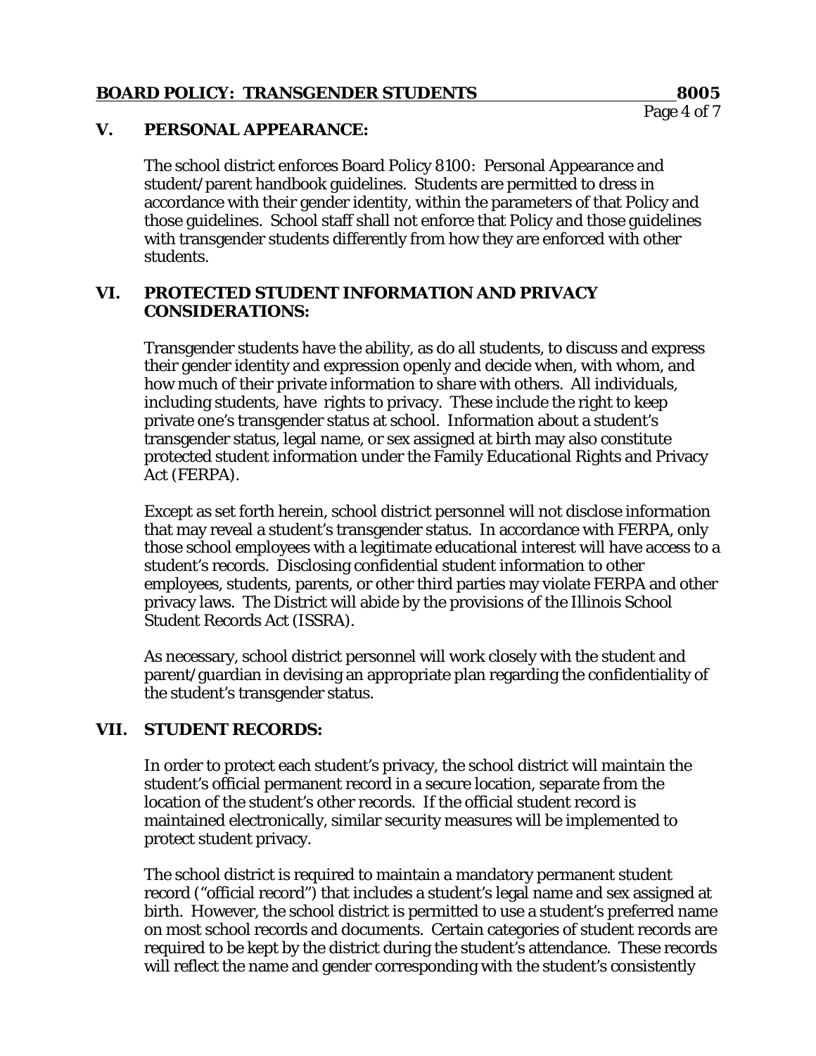## V. PERSONAL APPEARANCE:

The school district enforces Board Policy 8100: Personal Appearance and student/parent handbook guidelines. Students are permitted to dress in accordance with their gender identity, within the parameters of that Policy and those guidelines. School staff shall not enforce that Policy and those guidelines with transgender students differently from how they are enforced with other students.

## VI. PROTECTED STUDENT INFORMATION AND PRIVACY CONSIDERATIONS:

Transgender students have the ability, as do all students, to discuss and express their gender identity and expression openly and decide when, with whom, and how much of their private information to share with others. All individuals, including students, have rights to privacy. These include the right to keep private one's transgender status at school. Information about a student's transgender status, legal name, or sex assigned at birth may also constitute protected student information under the Family Educational Rights and Privacy Act (FERPA).

Except as set forth herein, school district personnel will not disclose information that may reveal a student's transgender status. In accordance with FERPA, only those school employees with a legitimate educational interest will have access to a student's records. Disclosing confidential student information to other employees, students, parents, or other third parties may violate FERPA and other privacy laws. The District will abide by the provisions of the Illinois School Student Records Act (ISSRA).

As necessary, school district personnel will work closely with the student and parent/guardian in devising an appropriate plan regarding the confidentiality of the student's transgender status.

## VII. STUDENT RECORDS:

In order to protect each student's privacy, the school district will maintain the student's official permanent record in a secure location, separate from the location of the student's other records. If the official student record is maintained electronically, similar security measures will be implemented to protect student privacy.

The school district is required to maintain a mandatory permanent student record ("official record") that includes a student's legal name and sex assigned at birth. However, the school district is permitted to use a student's preferred name on most school records and documents. Certain categories of student records are required to be kept by the district during the student's attendance. These records will reflect the name and gender corresponding with the student's consistently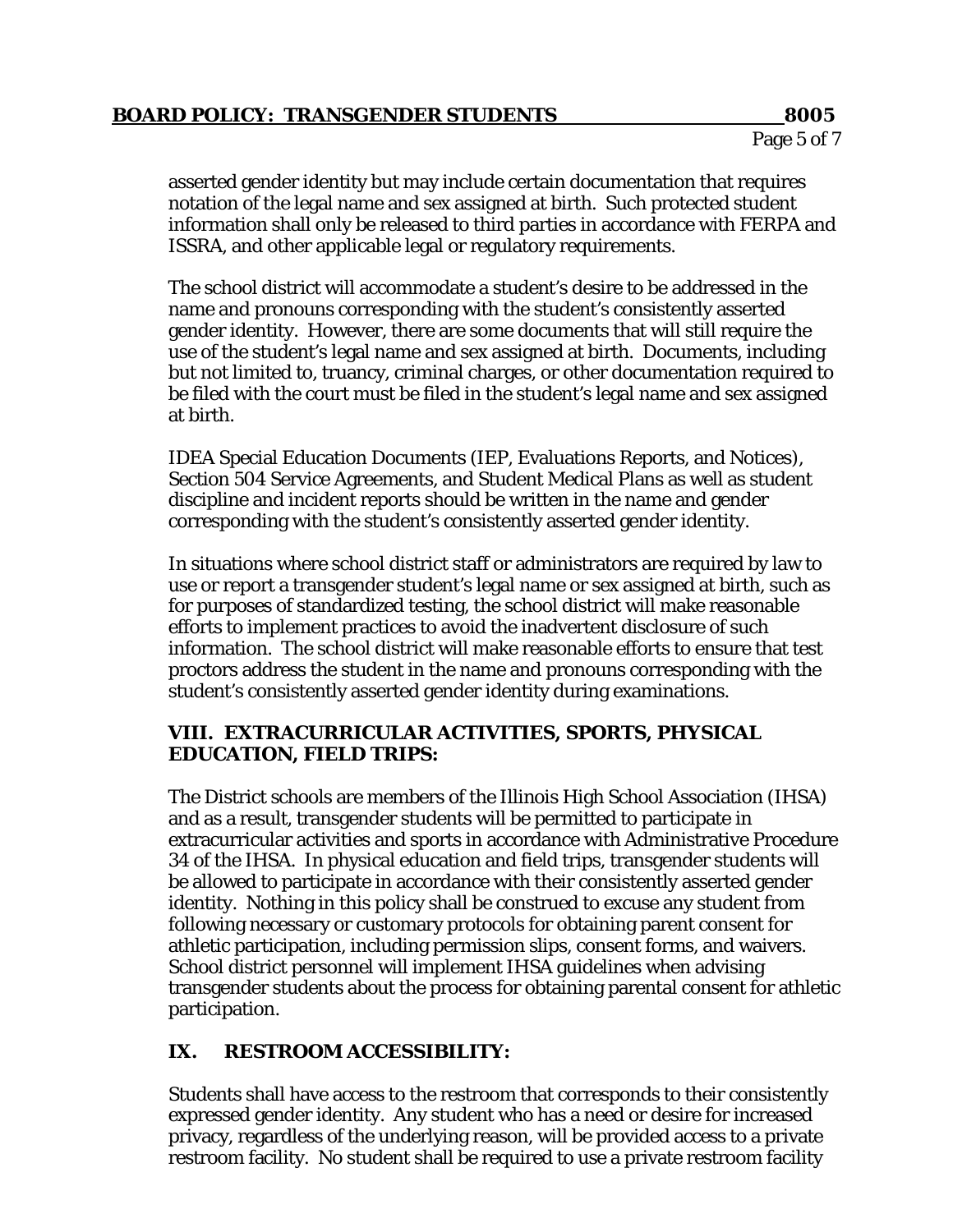asserted gender identity but may include certain documentation that requires notation of the legal name and sex assigned at birth. Such protected student information shall only be released to third parties in accordance with FERPA and ISSRA, and other applicable legal or regulatory requirements.

The school district will accommodate a student's desire to be addressed in the name and pronouns corresponding with the student's consistently asserted gender identity. However, there are some documents that will still require the use of the student's legal name and sex assigned at birth. Documents, including but not limited to, truancy, criminal charges, or other documentation required to be filed with the court must be filed in the student's legal name and sex assigned at birth.

IDEA Special Education Documents (IEP, Evaluations Reports, and Notices), Section 504 Service Agreements, and Student Medical Plans as well as student discipline and incident reports should be written in the name and gender corresponding with the student's consistently asserted gender identity.

In situations where school district staff or administrators are required by law to use or report a transgender student's legal name or sex assigned at birth, such as for purposes of standardized testing, the school district will make reasonable efforts to implement practices to avoid the inadvertent disclosure of such information. The school district will make reasonable efforts to ensure that test proctors address the student in the name and pronouns corresponding with the student's consistently asserted gender identity during examinations.

## VIII. EXTRACURRICULAR ACTIVITIES, SPORTS, PHYSICAL EDUCATION, FIELD TRIPS:

The District schools are members of the Illinois High School Association (IHSA) and as a result, transgender students will be permitted to participate in extracurricular activities and sports in accordance with Administrative Procedure 34 of the IHSA. In physical education and field trips, transgender students will be allowed to participate in accordance with their consistently asserted gender identity. Nothing in this policy shall be construed to excuse any student from following necessary or customary protocols for obtaining parent consent for athletic participation, including permission slips, consent forms, and waivers. School district personnel will implement IHSA guidelines when advising transgender students about the process for obtaining parental consent for athletic participation.

## IX. RESTROOM ACCESSIBILITY:

Students shall have access to the restroom that corresponds to their consistently expressed gender identity. Any student who has a need or desire for increased privacy, regardless of the underlying reason, will be provided access to a private restroom facility. No student shall be required to use a private restroom facility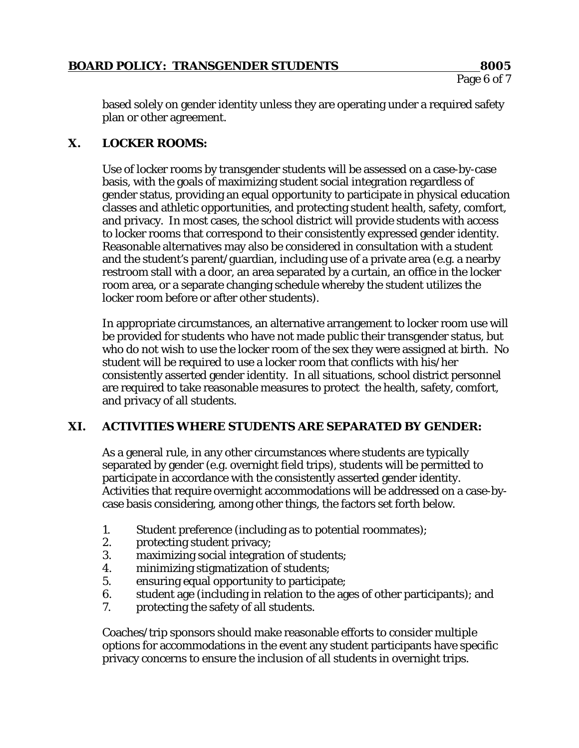based solely on gender identity unless they are operating under a required safety plan or other agreement.

## X. LOCKER ROOMS:

Use of locker rooms by transgender students will be assessed on a case-by-case basis, with the goals of maximizing student social integration regardless of gender status, providing an equal opportunity to participate in physical education classes and athletic opportunities, and protecting student health, safety, comfort, and privacy. In most cases, the school district will provide students with access to locker rooms that correspond to their consistently expressed gender identity. Reasonable alternatives may also be considered in consultation with a student and the student's parent/guardian, including use of a private area (e.g. a nearby restroom stall with a door, an area separated by a curtain, an office in the locker room area, or a separate changing schedule whereby the student utilizes the locker room before or after other students).

In appropriate circumstances, an alternative arrangement to locker room use will be provided for students who have not made public their transgender status, but who do not wish to use the locker room of the sex they were assigned at birth. No student will be required to use a locker room that conflicts with his/her consistently asserted gender identity. In all situations, school district personnel are required to take reasonable measures to protect the health, safety, comfort, and privacy of all students.

## XI. ACTIVITIES WHERE STUDENTS ARE SEPARATED BY GENDER:

As a general rule, in any other circumstances where students are typically separated by gender (e.g. overnight field trips), students will be permitted to participate in accordance with the consistently asserted gender identity. Activities that require overnight accommodations will be addressed on a case-by-case basis considering, among other things, the factors set forth below.

1. Student preference (including as to potential roommates);
2. protecting student privacy;
3. maximizing social integration of students;
4. minimizing stigmatization of students;
5. ensuring equal opportunity to participate;
6. student age (including in relation to the ages of other participants); and
7. protecting the safety of all students.

Coaches/trip sponsors should make reasonable efforts to consider multiple options for accommodations in the event any student participants have specific privacy concerns to ensure the inclusion of all students in overnight trips.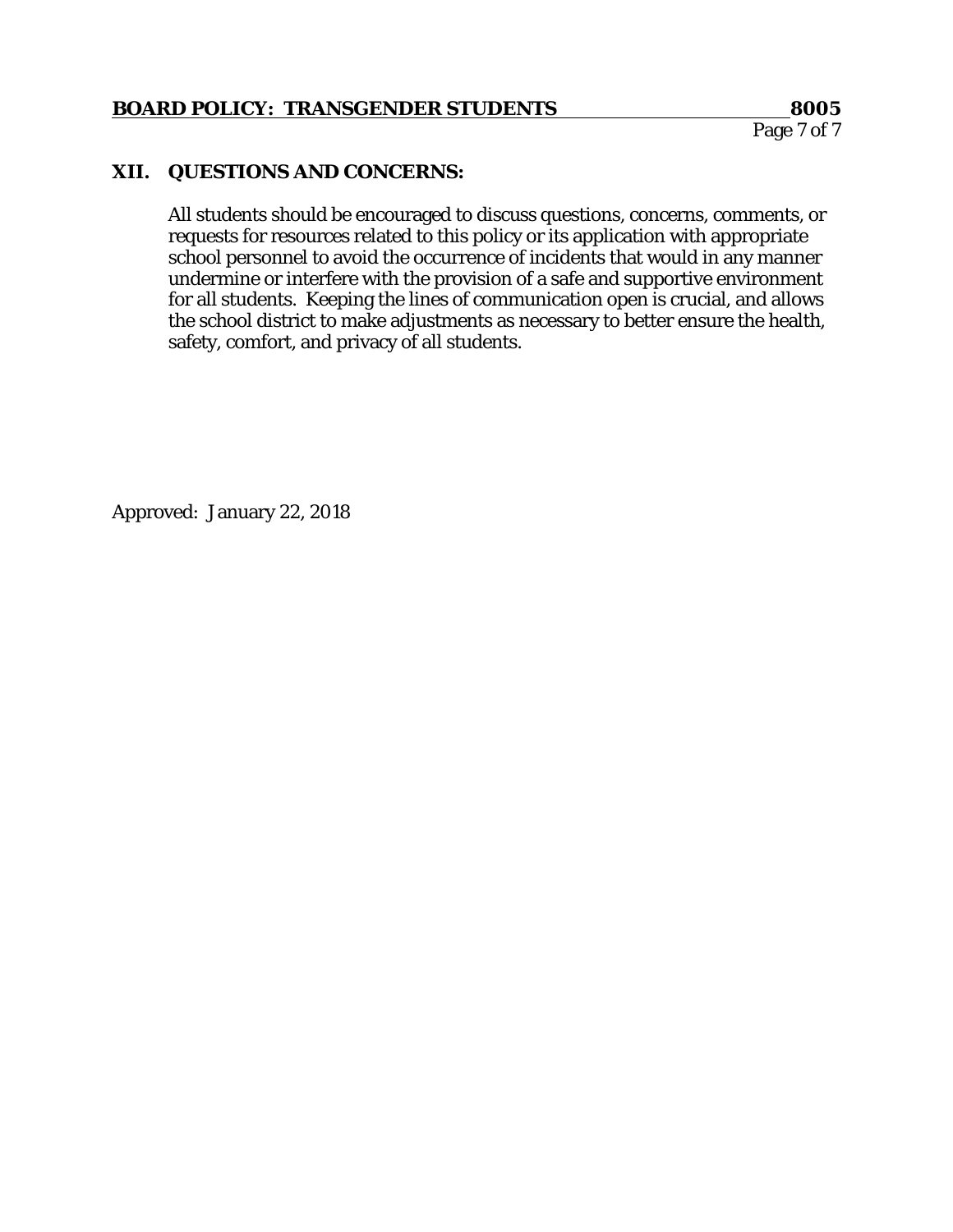## XII. QUESTIONS AND CONCERNS:

All students should be encouraged to discuss questions, concerns, comments, or requests for resources related to this policy or its application with appropriate school personnel to avoid the occurrence of incidents that would in any manner undermine or interfere with the provision of a safe and supportive environment for all students. Keeping the lines of communication open is crucial, and allows the school district to make adjustments as necessary to better ensure the health, safety, comfort, and privacy of all students.

Approved: January 22, 2018